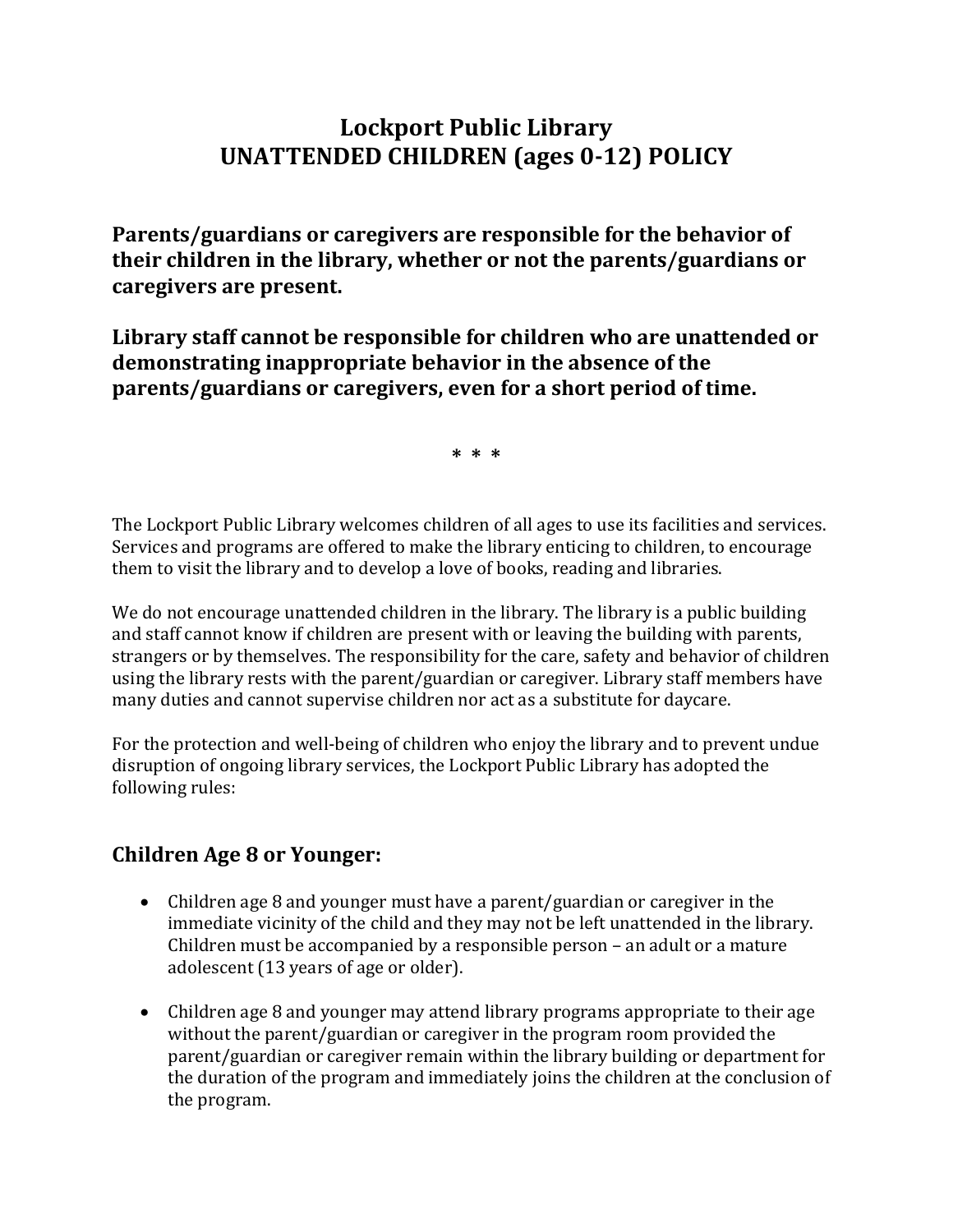# Lockport Public Library
# UNATTENDED CHILDREN (ages 0-12) POLICY

**Parents/guardians or caregivers are responsible for the behavior of their children in the library, whether or not the parents/guardians or caregivers are present.**

**Library staff cannot be responsible for children who are unattended or demonstrating inappropriate behavior in the absence of the parents/guardians or caregivers, even for a short period of time.**

\* \* \*

The Lockport Public Library welcomes children of all ages to use its facilities and services. Services and programs are offered to make the library enticing to children, to encourage them to visit the library and to develop a love of books, reading and libraries.

We do not encourage unattended children in the library. The library is a public building and staff cannot know if children are present with or leaving the building with parents, strangers or by themselves. The responsibility for the care, safety and behavior of children using the library rests with the parent/guardian or caregiver. Library staff members have many duties and cannot supervise children nor act as a substitute for daycare.

For the protection and well-being of children who enjoy the library and to prevent undue disruption of ongoing library services, the Lockport Public Library has adopted the following rules:

## Children Age 8 or Younger:

- Children age 8 and younger must have a parent/guardian or caregiver in the immediate vicinity of the child and they may not be left unattended in the library. Children must be accompanied by a responsible person – an adult or a mature adolescent (13 years of age or older).
- Children age 8 and younger may attend library programs appropriate to their age without the parent/guardian or caregiver in the program room provided the parent/guardian or caregiver remain within the library building or department for the duration of the program and immediately joins the children at the conclusion of the program.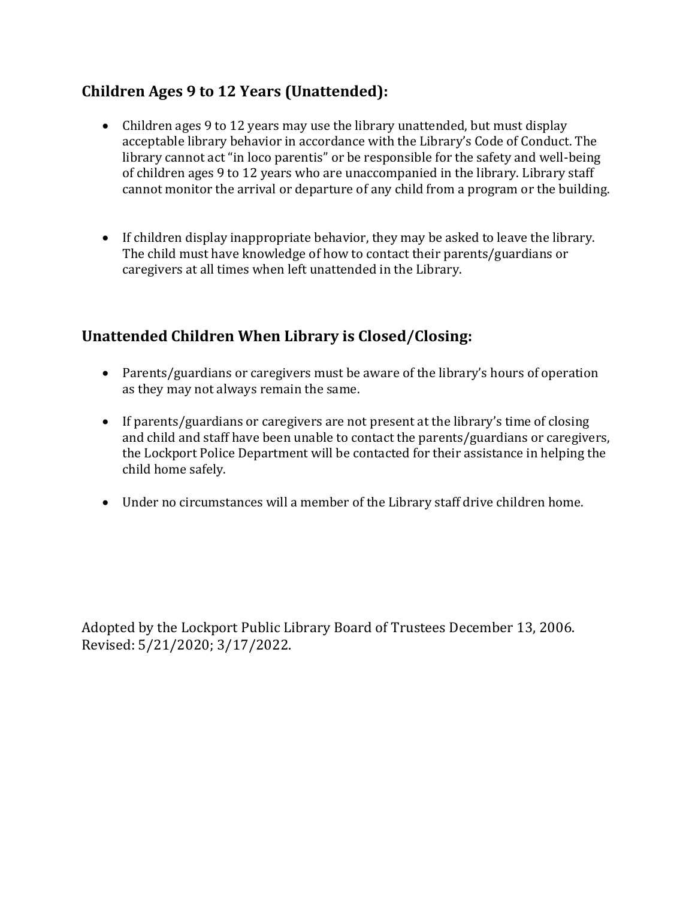## Children Ages 9 to 12 Years (Unattended):

- Children ages 9 to 12 years may use the library unattended, but must display acceptable library behavior in accordance with the Library's Code of Conduct. The library cannot act "in loco parentis" or be responsible for the safety and well-being of children ages 9 to 12 years who are unaccompanied in the library. Library staff cannot monitor the arrival or departure of any child from a program or the building.

- If children display inappropriate behavior, they may be asked to leave the library. The child must have knowledge of how to contact their parents/guardians or caregivers at all times when left unattended in the Library.

## Unattended Children When Library is Closed/Closing:

- Parents/guardians or caregivers must be aware of the library's hours of operation as they may not always remain the same.

- If parents/guardians or caregivers are not present at the library's time of closing and child and staff have been unable to contact the parents/guardians or caregivers, the Lockport Police Department will be contacted for their assistance in helping the child home safely.

- Under no circumstances will a member of the Library staff drive children home.

Adopted by the Lockport Public Library Board of Trustees December 13, 2006.
Revised: 5/21/2020; 3/17/2022.